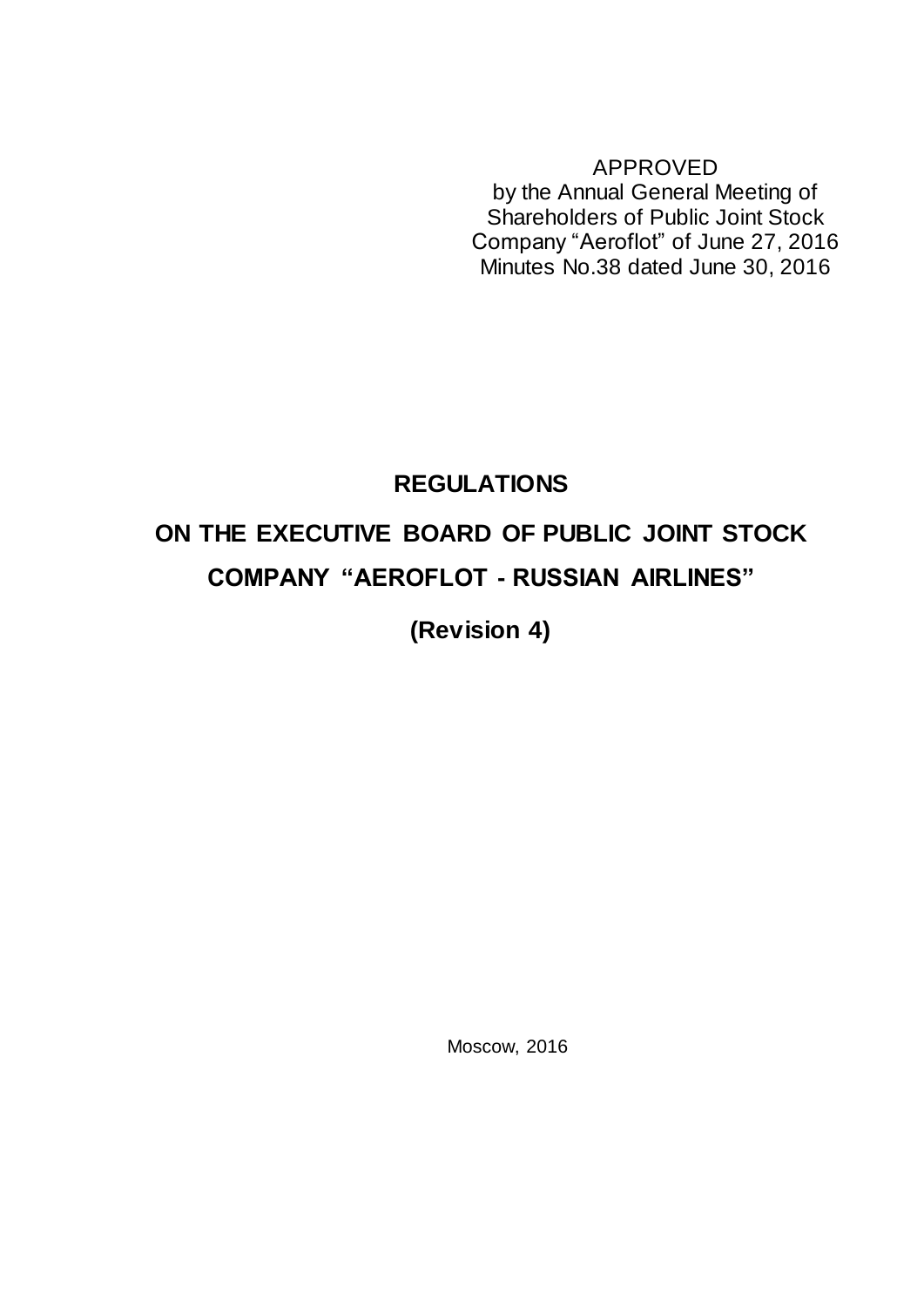APPROVED
by the Annual General Meeting of
Shareholders of Public Joint Stock
Company “Aeroflot” of June 27, 2016
Minutes No.38 dated June 30, 2016

# REGULATIONS

# ON THE EXECUTIVE BOARD OF PUBLIC JOINT STOCK COMPANY “AEROFLOT - RUSSIAN AIRLINES”

**(Revision 4)**

Moscow, 2016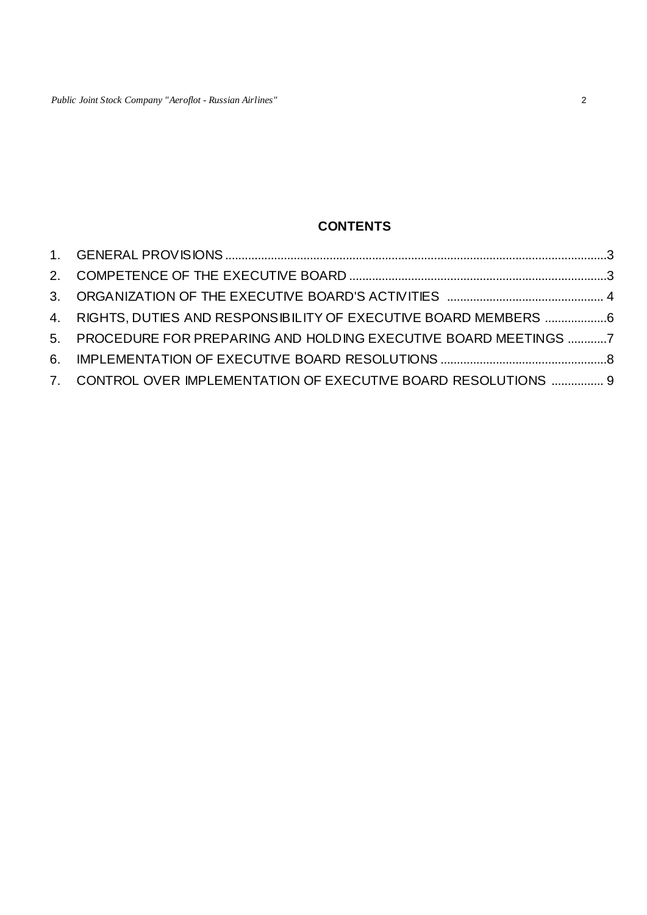## CONTENTS

1. GENERAL PROVISIONS ....................................................................................................................3
2. COMPETENCE OF THE EXECUTIVE BOARD ..............................................................................3
3. ORGANIZATION OF THE EXECUTIVE BOARD'S ACTIVITIES ............................................... 4
4. RIGHTS, DUTIES AND RESPONSIBILITY OF EXECUTIVE BOARD MEMBERS ...................6
5. PROCEDURE FOR PREPARING AND HOLDING EXECUTIVE BOARD MEETINGS ............7
6. IMPLEMENTATION OF EXECUTIVE BOARD RESOLUTIONS ...................................................8
7. CONTROL OVER IMPLEMENTATION OF EXECUTIVE BOARD RESOLUTIONS ................ 9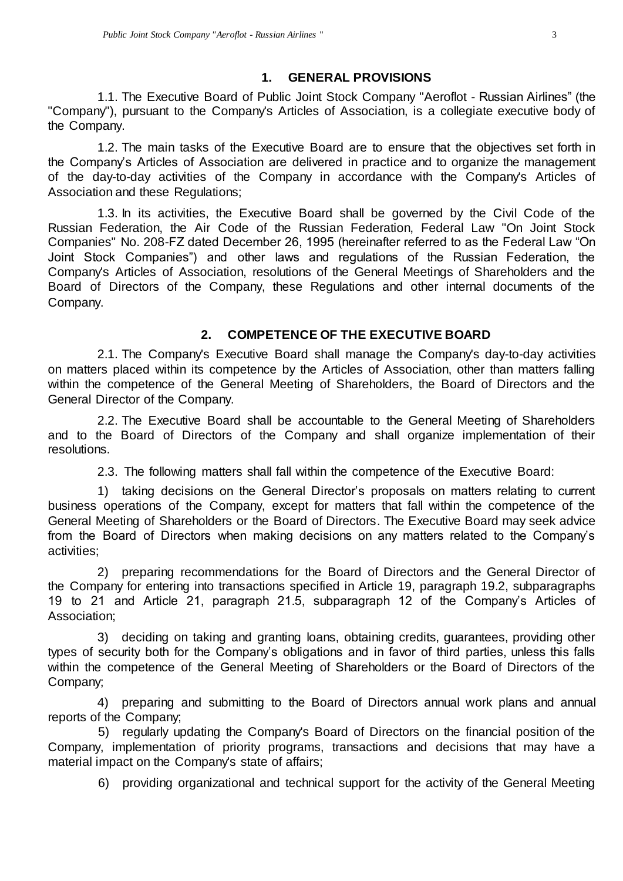## 1. GENERAL PROVISIONS

1.1. The Executive Board of Public Joint Stock Company "Aeroflot - Russian Airlines" (the "Company"), pursuant to the Company's Articles of Association, is a collegiate executive body of the Company.

1.2. The main tasks of the Executive Board are to ensure that the objectives set forth in the Company's Articles of Association are delivered in practice and to organize the management of the day-to-day activities of the Company in accordance with the Company's Articles of Association and these Regulations;

1.3. In its activities, the Executive Board shall be governed by the Civil Code of the Russian Federation, the Air Code of the Russian Federation, Federal Law "On Joint Stock Companies" No. 208-FZ dated December 26, 1995 (hereinafter referred to as the Federal Law "On Joint Stock Companies") and other laws and regulations of the Russian Federation, the Company's Articles of Association, resolutions of the General Meetings of Shareholders and the Board of Directors of the Company, these Regulations and other internal documents of the Company.

## 2. COMPETENCE OF THE EXECUTIVE BOARD

2.1. The Company's Executive Board shall manage the Company's day-to-day activities on matters placed within its competence by the Articles of Association, other than matters falling within the competence of the General Meeting of Shareholders, the Board of Directors and the General Director of the Company.

2.2. The Executive Board shall be accountable to the General Meeting of Shareholders and to the Board of Directors of the Company and shall organize implementation of their resolutions.

2.3. The following matters shall fall within the competence of the Executive Board:

1) taking decisions on the General Director's proposals on matters relating to current business operations of the Company, except for matters that fall within the competence of the General Meeting of Shareholders or the Board of Directors. The Executive Board may seek advice from the Board of Directors when making decisions on any matters related to the Company's activities;

2) preparing recommendations for the Board of Directors and the General Director of the Company for entering into transactions specified in Article 19, paragraph 19.2, subparagraphs 19 to 21 and Article 21, paragraph 21.5, subparagraph 12 of the Company's Articles of Association;

3) deciding on taking and granting loans, obtaining credits, guarantees, providing other types of security both for the Company's obligations and in favor of third parties, unless this falls within the competence of the General Meeting of Shareholders or the Board of Directors of the Company;

4) preparing and submitting to the Board of Directors annual work plans and annual reports of the Company;

5) regularly updating the Company's Board of Directors on the financial position of the Company, implementation of priority programs, transactions and decisions that may have a material impact on the Company's state of affairs;

6) providing organizational and technical support for the activity of the General Meeting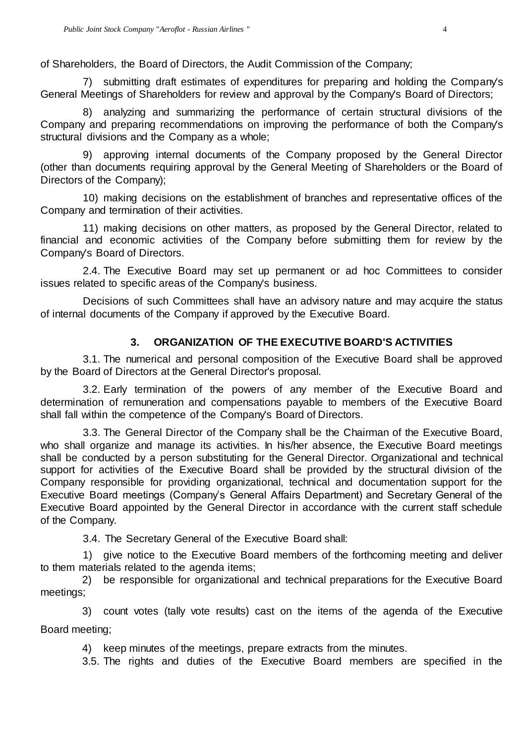of Shareholders, the Board of Directors, the Audit Commission of the Company;

7) submitting draft estimates of expenditures for preparing and holding the Company's General Meetings of Shareholders for review and approval by the Company's Board of Directors;

8) analyzing and summarizing the performance of certain structural divisions of the Company and preparing recommendations on improving the performance of both the Company's structural divisions and the Company as a whole;

9) approving internal documents of the Company proposed by the General Director (other than documents requiring approval by the General Meeting of Shareholders or the Board of Directors of the Company);

10) making decisions on the establishment of branches and representative offices of the Company and termination of their activities.

11) making decisions on other matters, as proposed by the General Director, related to financial and economic activities of the Company before submitting them for review by the Company's Board of Directors.

2.4. The Executive Board may set up permanent or ad hoc Committees to consider issues related to specific areas of the Company's business.

Decisions of such Committees shall have an advisory nature and may acquire the status of internal documents of the Company if approved by the Executive Board.

## 3. ORGANIZATION OF THE EXECUTIVE BOARD'S ACTIVITIES

3.1. The numerical and personal composition of the Executive Board shall be approved by the Board of Directors at the General Director's proposal.

3.2. Early termination of the powers of any member of the Executive Board and determination of remuneration and compensations payable to members of the Executive Board shall fall within the competence of the Company's Board of Directors.

3.3. The General Director of the Company shall be the Chairman of the Executive Board, who shall organize and manage its activities. In his/her absence, the Executive Board meetings shall be conducted by a person substituting for the General Director. Organizational and technical support for activities of the Executive Board shall be provided by the structural division of the Company responsible for providing organizational, technical and documentation support for the Executive Board meetings (Company's General Affairs Department) and Secretary General of the Executive Board appointed by the General Director in accordance with the current staff schedule of the Company.

3.4. The Secretary General of the Executive Board shall:

1) give notice to the Executive Board members of the forthcoming meeting and deliver to them materials related to the agenda items;

2) be responsible for organizational and technical preparations for the Executive Board meetings;

3) count votes (tally vote results) cast on the items of the agenda of the Executive Board meeting;

4) keep minutes of the meetings, prepare extracts from the minutes.

3.5. The rights and duties of the Executive Board members are specified in the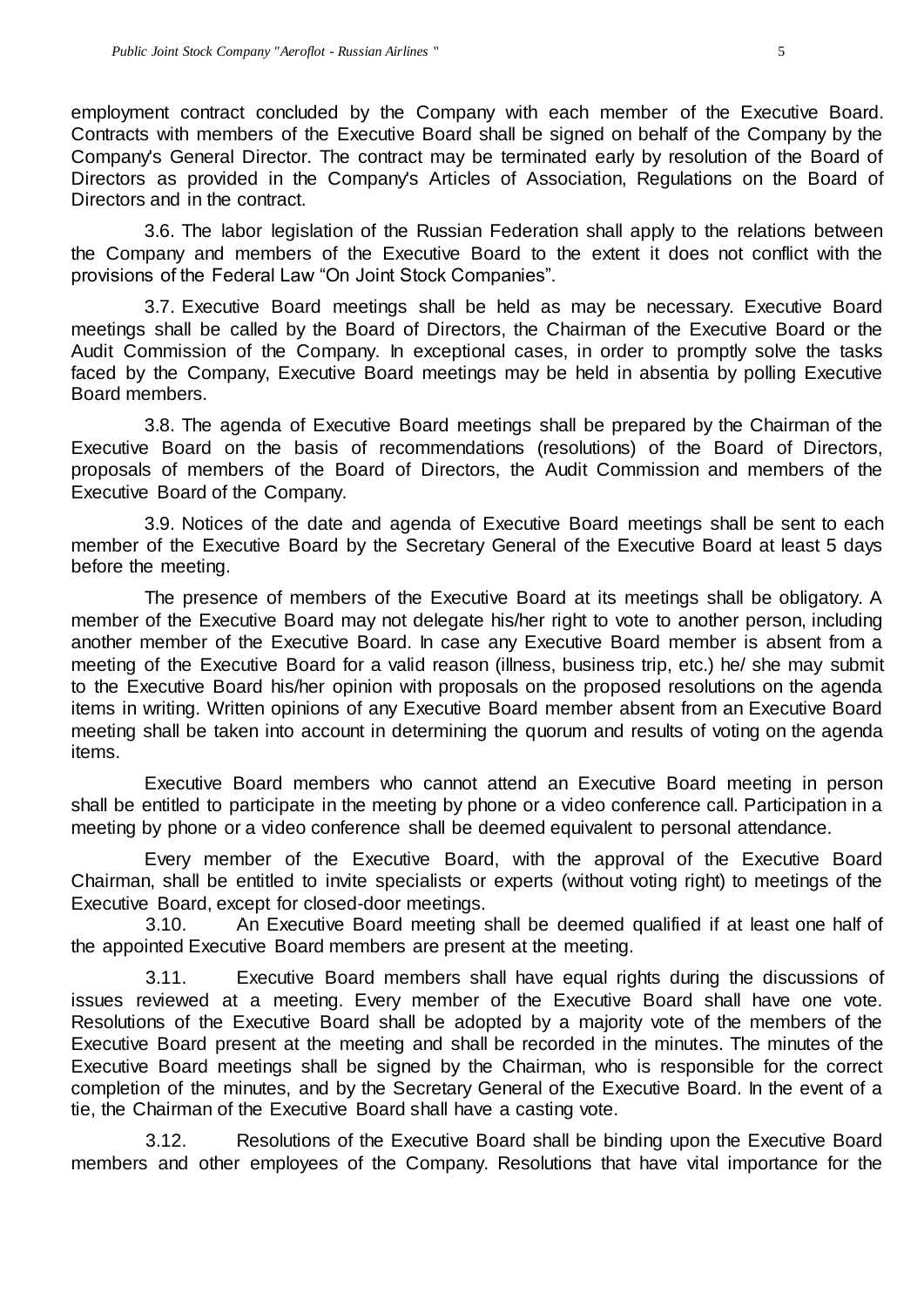employment contract concluded by the Company with each member of the Executive Board. Contracts with members of the Executive Board shall be signed on behalf of the Company by the Company's General Director. The contract may be terminated early by resolution of the Board of Directors as provided in the Company's Articles of Association, Regulations on the Board of Directors and in the contract.

3.6. The labor legislation of the Russian Federation shall apply to the relations between the Company and members of the Executive Board to the extent it does not conflict with the provisions of the Federal Law "On Joint Stock Companies".

3.7. Executive Board meetings shall be held as may be necessary. Executive Board meetings shall be called by the Board of Directors, the Chairman of the Executive Board or the Audit Commission of the Company. In exceptional cases, in order to promptly solve the tasks faced by the Company, Executive Board meetings may be held in absentia by polling Executive Board members.

3.8. The agenda of Executive Board meetings shall be prepared by the Chairman of the Executive Board on the basis of recommendations (resolutions) of the Board of Directors, proposals of members of the Board of Directors, the Audit Commission and members of the Executive Board of the Company.

3.9. Notices of the date and agenda of Executive Board meetings shall be sent to each member of the Executive Board by the Secretary General of the Executive Board at least 5 days before the meeting.

The presence of members of the Executive Board at its meetings shall be obligatory. A member of the Executive Board may not delegate his/her right to vote to another person, including another member of the Executive Board. In case any Executive Board member is absent from a meeting of the Executive Board for a valid reason (illness, business trip, etc.) he/ she may submit to the Executive Board his/her opinion with proposals on the proposed resolutions on the agenda items in writing. Written opinions of any Executive Board member absent from an Executive Board meeting shall be taken into account in determining the quorum and results of voting on the agenda items.

Executive Board members who cannot attend an Executive Board meeting in person shall be entitled to participate in the meeting by phone or a video conference call. Participation in a meeting by phone or a video conference shall be deemed equivalent to personal attendance.

Every member of the Executive Board, with the approval of the Executive Board Chairman, shall be entitled to invite specialists or experts (without voting right) to meetings of the Executive Board, except for closed-door meetings.

3.10. An Executive Board meeting shall be deemed qualified if at least one half of the appointed Executive Board members are present at the meeting.

3.11. Executive Board members shall have equal rights during the discussions of issues reviewed at a meeting. Every member of the Executive Board shall have one vote. Resolutions of the Executive Board shall be adopted by a majority vote of the members of the Executive Board present at the meeting and shall be recorded in the minutes. The minutes of the Executive Board meetings shall be signed by the Chairman, who is responsible for the correct completion of the minutes, and by the Secretary General of the Executive Board. In the event of a tie, the Chairman of the Executive Board shall have a casting vote.

3.12. Resolutions of the Executive Board shall be binding upon the Executive Board members and other employees of the Company. Resolutions that have vital importance for the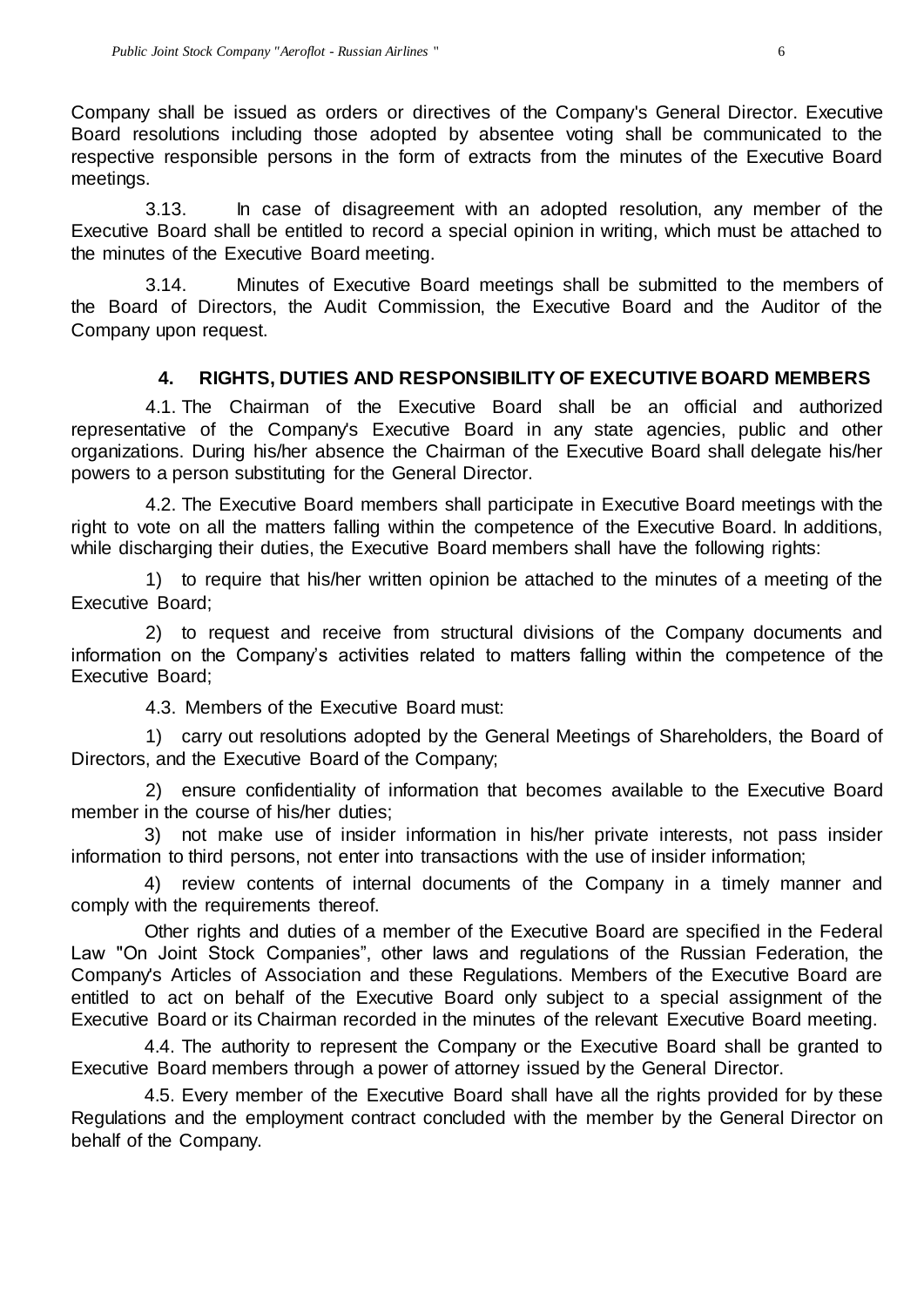Company shall be issued as orders or directives of the Company's General Director. Executive Board resolutions including those adopted by absentee voting shall be communicated to the respective responsible persons in the form of extracts from the minutes of the Executive Board meetings.

3.13. In case of disagreement with an adopted resolution, any member of the Executive Board shall be entitled to record a special opinion in writing, which must be attached to the minutes of the Executive Board meeting.

3.14. Minutes of Executive Board meetings shall be submitted to the members of the Board of Directors, the Audit Commission, the Executive Board and the Auditor of the Company upon request.

## 4. RIGHTS, DUTIES AND RESPONSIBILITY OF EXECUTIVE BOARD MEMBERS

4.1. The Chairman of the Executive Board shall be an official and authorized representative of the Company's Executive Board in any state agencies, public and other organizations. During his/her absence the Chairman of the Executive Board shall delegate his/her powers to a person substituting for the General Director.

4.2. The Executive Board members shall participate in Executive Board meetings with the right to vote on all the matters falling within the competence of the Executive Board. In additions, while discharging their duties, the Executive Board members shall have the following rights:

1) to require that his/her written opinion be attached to the minutes of a meeting of the Executive Board;

2) to request and receive from structural divisions of the Company documents and information on the Company's activities related to matters falling within the competence of the Executive Board;

4.3. Members of the Executive Board must:

1) carry out resolutions adopted by the General Meetings of Shareholders, the Board of Directors, and the Executive Board of the Company;

2) ensure confidentiality of information that becomes available to the Executive Board member in the course of his/her duties;

3) not make use of insider information in his/her private interests, not pass insider information to third persons, not enter into transactions with the use of insider information;

4) review contents of internal documents of the Company in a timely manner and comply with the requirements thereof.

Other rights and duties of a member of the Executive Board are specified in the Federal Law "On Joint Stock Companies", other laws and regulations of the Russian Federation, the Company's Articles of Association and these Regulations. Members of the Executive Board are entitled to act on behalf of the Executive Board only subject to a special assignment of the Executive Board or its Chairman recorded in the minutes of the relevant Executive Board meeting.

4.4. The authority to represent the Company or the Executive Board shall be granted to Executive Board members through a power of attorney issued by the General Director.

4.5. Every member of the Executive Board shall have all the rights provided for by these Regulations and the employment contract concluded with the member by the General Director on behalf of the Company.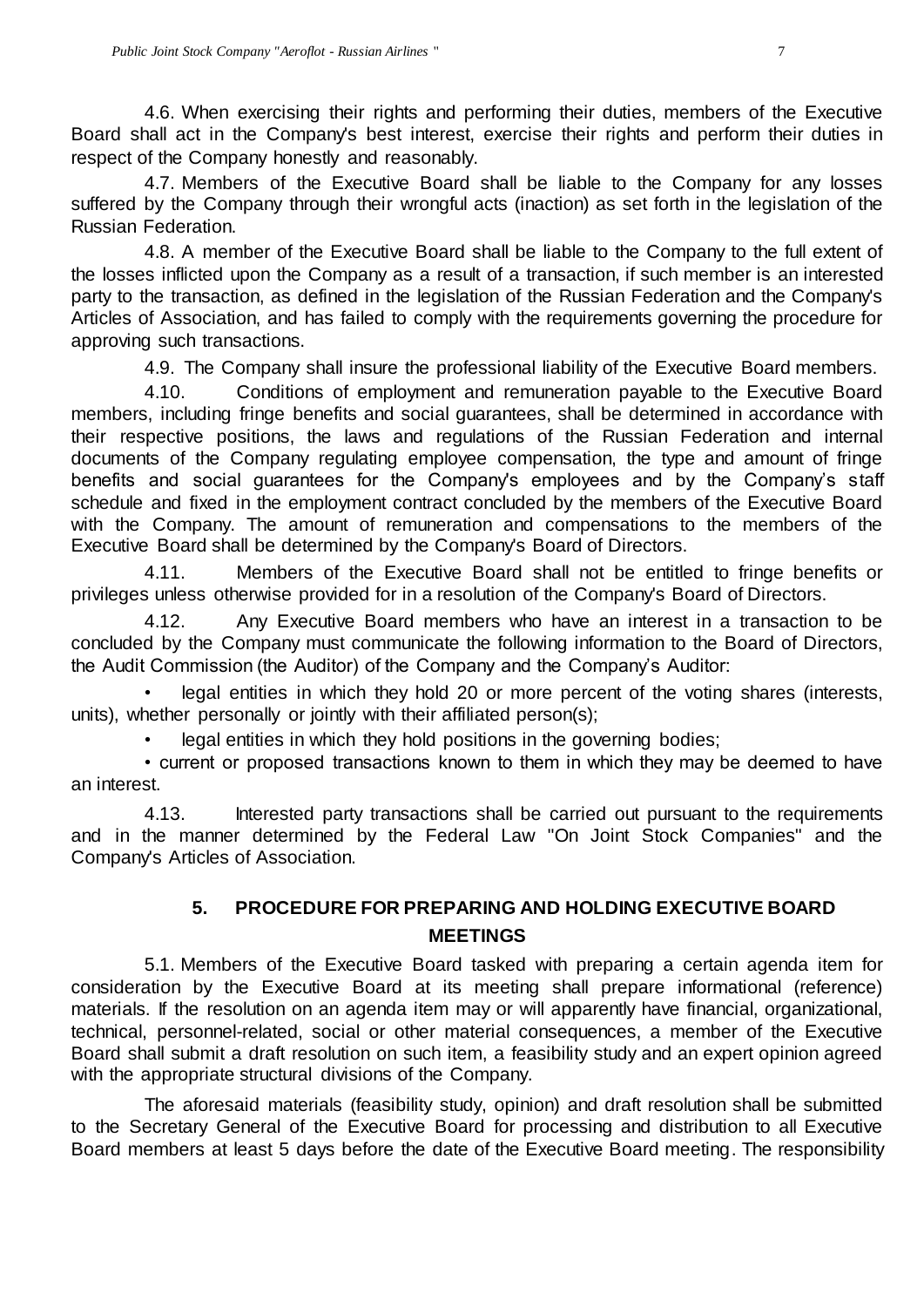4.6. When exercising their rights and performing their duties, members of the Executive Board shall act in the Company's best interest, exercise their rights and perform their duties in respect of the Company honestly and reasonably.

4.7. Members of the Executive Board shall be liable to the Company for any losses suffered by the Company through their wrongful acts (inaction) as set forth in the legislation of the Russian Federation.

4.8. A member of the Executive Board shall be liable to the Company to the full extent of the losses inflicted upon the Company as a result of a transaction, if such member is an interested party to the transaction, as defined in the legislation of the Russian Federation and the Company's Articles of Association, and has failed to comply with the requirements governing the procedure for approving such transactions.

4.9. The Company shall insure the professional liability of the Executive Board members.

4.10. Conditions of employment and remuneration payable to the Executive Board members, including fringe benefits and social guarantees, shall be determined in accordance with their respective positions, the laws and regulations of the Russian Federation and internal documents of the Company regulating employee compensation, the type and amount of fringe benefits and social guarantees for the Company's employees and by the Company's staff schedule and fixed in the employment contract concluded by the members of the Executive Board with the Company. The amount of remuneration and compensations to the members of the Executive Board shall be determined by the Company's Board of Directors.

4.11. Members of the Executive Board shall not be entitled to fringe benefits or privileges unless otherwise provided for in a resolution of the Company's Board of Directors.

4.12. Any Executive Board members who have an interest in a transaction to be concluded by the Company must communicate the following information to the Board of Directors, the Audit Commission (the Auditor) of the Company and the Company's Auditor:

- legal entities in which they hold 20 or more percent of the voting shares (interests, units), whether personally or jointly with their affiliated person(s);
- legal entities in which they hold positions in the governing bodies;
- current or proposed transactions known to them in which they may be deemed to have an interest.

4.13. Interested party transactions shall be carried out pursuant to the requirements and in the manner determined by the Federal Law "On Joint Stock Companies" and the Company's Articles of Association.

## 5. PROCEDURE FOR PREPARING AND HOLDING EXECUTIVE BOARD MEETINGS

5.1. Members of the Executive Board tasked with preparing a certain agenda item for consideration by the Executive Board at its meeting shall prepare informational (reference) materials. If the resolution on an agenda item may or will apparently have financial, organizational, technical, personnel-related, social or other material consequences, a member of the Executive Board shall submit a draft resolution on such item, a feasibility study and an expert opinion agreed with the appropriate structural divisions of the Company.

The aforesaid materials (feasibility study, opinion) and draft resolution shall be submitted to the Secretary General of the Executive Board for processing and distribution to all Executive Board members at least 5 days before the date of the Executive Board meeting. The responsibility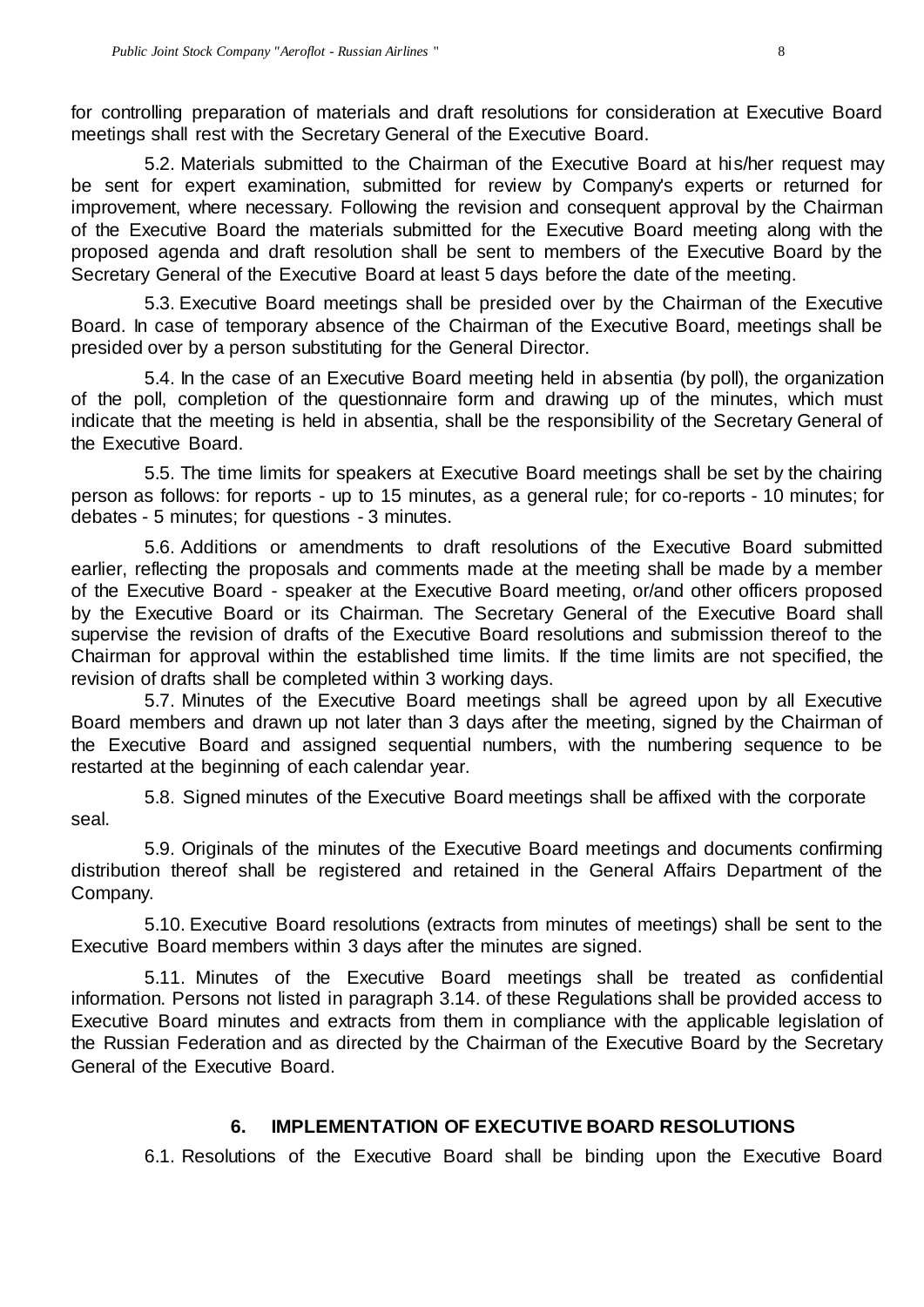for controlling preparation of materials and draft resolutions for consideration at Executive Board meetings shall rest with the Secretary General of the Executive Board.

5.2. Materials submitted to the Chairman of the Executive Board at his/her request may be sent for expert examination, submitted for review by Company's experts or returned for improvement, where necessary. Following the revision and consequent approval by the Chairman of the Executive Board the materials submitted for the Executive Board meeting along with the proposed agenda and draft resolution shall be sent to members of the Executive Board by the Secretary General of the Executive Board at least 5 days before the date of the meeting.

5.3. Executive Board meetings shall be presided over by the Chairman of the Executive Board. In case of temporary absence of the Chairman of the Executive Board, meetings shall be presided over by a person substituting for the General Director.

5.4. In the case of an Executive Board meeting held in absentia (by poll), the organization of the poll, completion of the questionnaire form and drawing up of the minutes, which must indicate that the meeting is held in absentia, shall be the responsibility of the Secretary General of the Executive Board.

5.5. The time limits for speakers at Executive Board meetings shall be set by the chairing person as follows: for reports - up to 15 minutes, as a general rule; for co-reports - 10 minutes; for debates - 5 minutes; for questions - 3 minutes.

5.6. Additions or amendments to draft resolutions of the Executive Board submitted earlier, reflecting the proposals and comments made at the meeting shall be made by a member of the Executive Board - speaker at the Executive Board meeting, or/and other officers proposed by the Executive Board or its Chairman. The Secretary General of the Executive Board shall supervise the revision of drafts of the Executive Board resolutions and submission thereof to the Chairman for approval within the established time limits. If the time limits are not specified, the revision of drafts shall be completed within 3 working days.

5.7. Minutes of the Executive Board meetings shall be agreed upon by all Executive Board members and drawn up not later than 3 days after the meeting, signed by the Chairman of the Executive Board and assigned sequential numbers, with the numbering sequence to be restarted at the beginning of each calendar year.

5.8. Signed minutes of the Executive Board meetings shall be affixed with the corporate seal.

5.9. Originals of the minutes of the Executive Board meetings and documents confirming distribution thereof shall be registered and retained in the General Affairs Department of the Company.

5.10. Executive Board resolutions (extracts from minutes of meetings) shall be sent to the Executive Board members within 3 days after the minutes are signed.

5.11. Minutes of the Executive Board meetings shall be treated as confidential information. Persons not listed in paragraph 3.14. of these Regulations shall be provided access to Executive Board minutes and extracts from them in compliance with the applicable legislation of the Russian Federation and as directed by the Chairman of the Executive Board by the Secretary General of the Executive Board.

## 6. IMPLEMENTATION OF EXECUTIVE BOARD RESOLUTIONS

6.1. Resolutions of the Executive Board shall be binding upon the Executive Board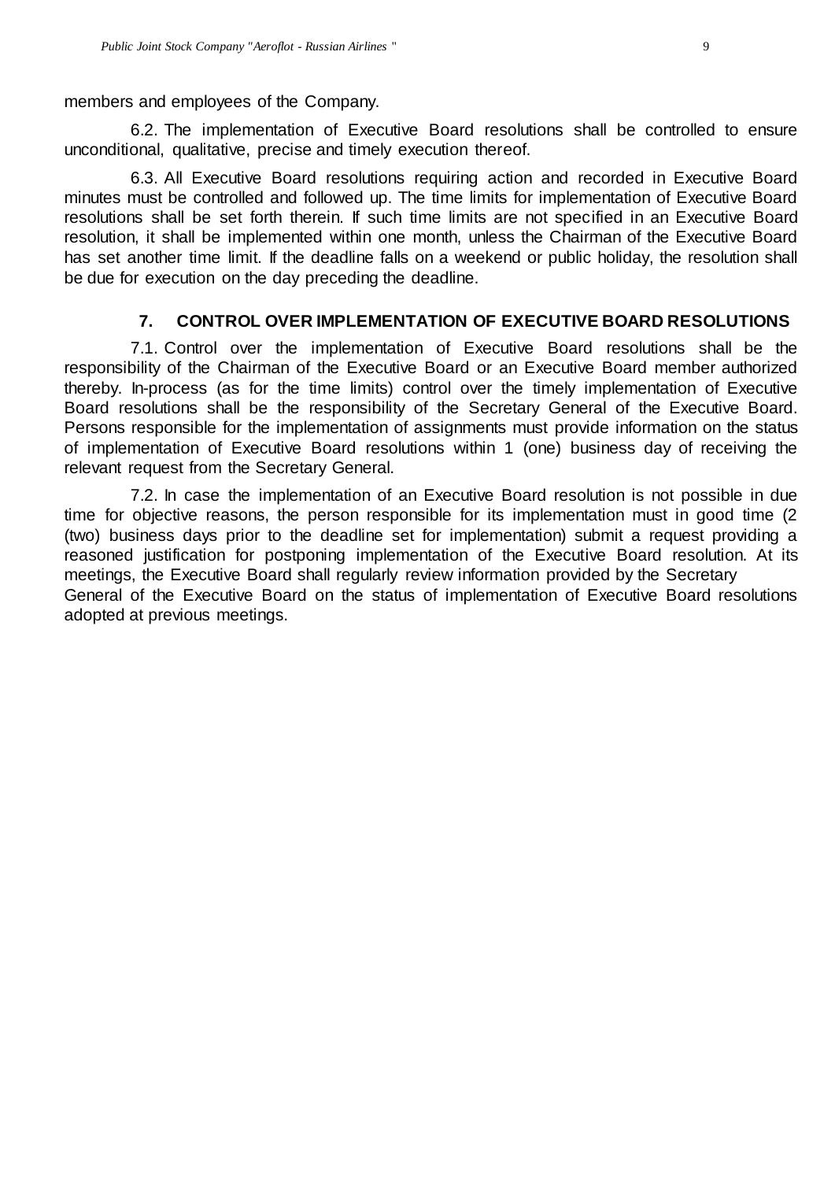members and employees of the Company.

6.2. The implementation of Executive Board resolutions shall be controlled to ensure unconditional, qualitative, precise and timely execution thereof.

6.3. All Executive Board resolutions requiring action and recorded in Executive Board minutes must be controlled and followed up. The time limits for implementation of Executive Board resolutions shall be set forth therein. If such time limits are not specified in an Executive Board resolution, it shall be implemented within one month, unless the Chairman of the Executive Board has set another time limit. If the deadline falls on a weekend or public holiday, the resolution shall be due for execution on the day preceding the deadline.

## 7. CONTROL OVER IMPLEMENTATION OF EXECUTIVE BOARD RESOLUTIONS

7.1. Control over the implementation of Executive Board resolutions shall be the responsibility of the Chairman of the Executive Board or an Executive Board member authorized thereby. In-process (as for the time limits) control over the timely implementation of Executive Board resolutions shall be the responsibility of the Secretary General of the Executive Board. Persons responsible for the implementation of assignments must provide information on the status of implementation of Executive Board resolutions within 1 (one) business day of receiving the relevant request from the Secretary General.

7.2. In case the implementation of an Executive Board resolution is not possible in due time for objective reasons, the person responsible for its implementation must in good time (2 (two) business days prior to the deadline set for implementation) submit a request providing a reasoned justification for postponing implementation of the Executive Board resolution. At its meetings, the Executive Board shall regularly review information provided by the Secretary General of the Executive Board on the status of implementation of Executive Board resolutions adopted at previous meetings.